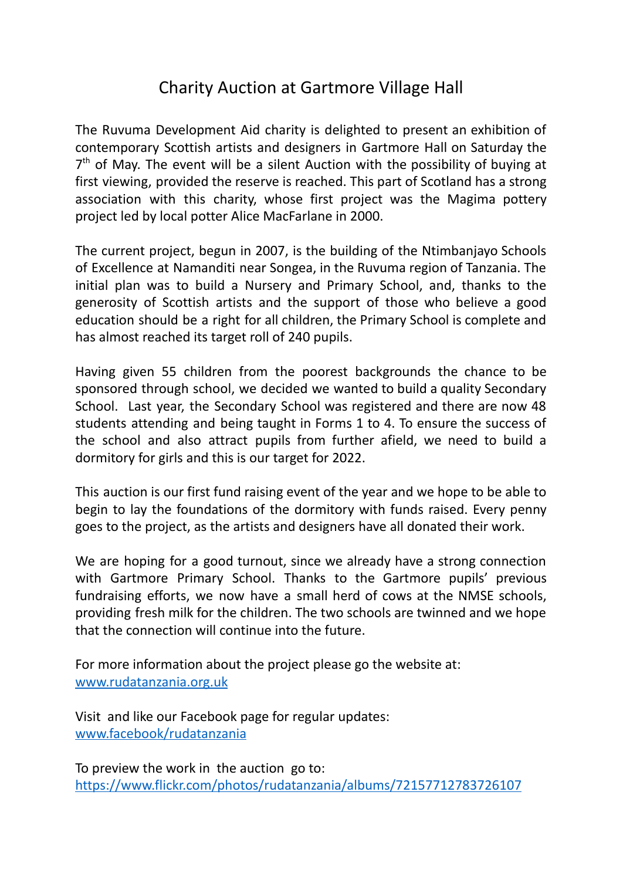# Charity Auction at Gartmore Village Hall

The Ruvuma Development Aid charity is delighted to present an exhibition of contemporary Scottish artists and designers in Gartmore Hall on Saturday the 7th of May. The event will be a silent Auction with the possibility of buying at first viewing, provided the reserve is reached. This part of Scotland has a strong association with this charity, whose first project was the Magima pottery project led by local potter Alice MacFarlane in 2000.

The current project, begun in 2007, is the building of the Ntimbanjayo Schools of Excellence at Namanditi near Songea, in the Ruvuma region of Tanzania. The initial plan was to build a Nursery and Primary School, and, thanks to the generosity of Scottish artists and the support of those who believe a good education should be a right for all children, the Primary School is complete and has almost reached its target roll of 240 pupils.

Having given 55 children from the poorest backgrounds the chance to be sponsored through school, we decided we wanted to build a quality Secondary School. Last year, the Secondary School was registered and there are now 48 students attending and being taught in Forms 1 to 4. To ensure the success of the school and also attract pupils from further afield, we need to build a dormitory for girls and this is our target for 2022.

This auction is our first fund raising event of the year and we hope to be able to begin to lay the foundations of the dormitory with funds raised. Every penny goes to the project, as the artists and designers have all donated their work.

We are hoping for a good turnout, since we already have a strong connection with Gartmore Primary School. Thanks to the Gartmore pupils' previous fundraising efforts, we now have a small herd of cows at the NMSE schools, providing fresh milk for the children. The two schools are twinned and we hope that the connection will continue into the future.

For more information about the project please go the website at:
[www.rudatanzania.org.uk](www.rudatanzania.org.uk)

Visit and like our Facebook page for regular updates:
[www.facebook/rudatanzania](www.facebook/rudatanzania)

To preview the work in the auction go to:
[https://www.flickr.com/photos/rudatanzania/albums/72157712783726107](https://www.flickr.com/photos/rudatanzania/albums/72157712783726107)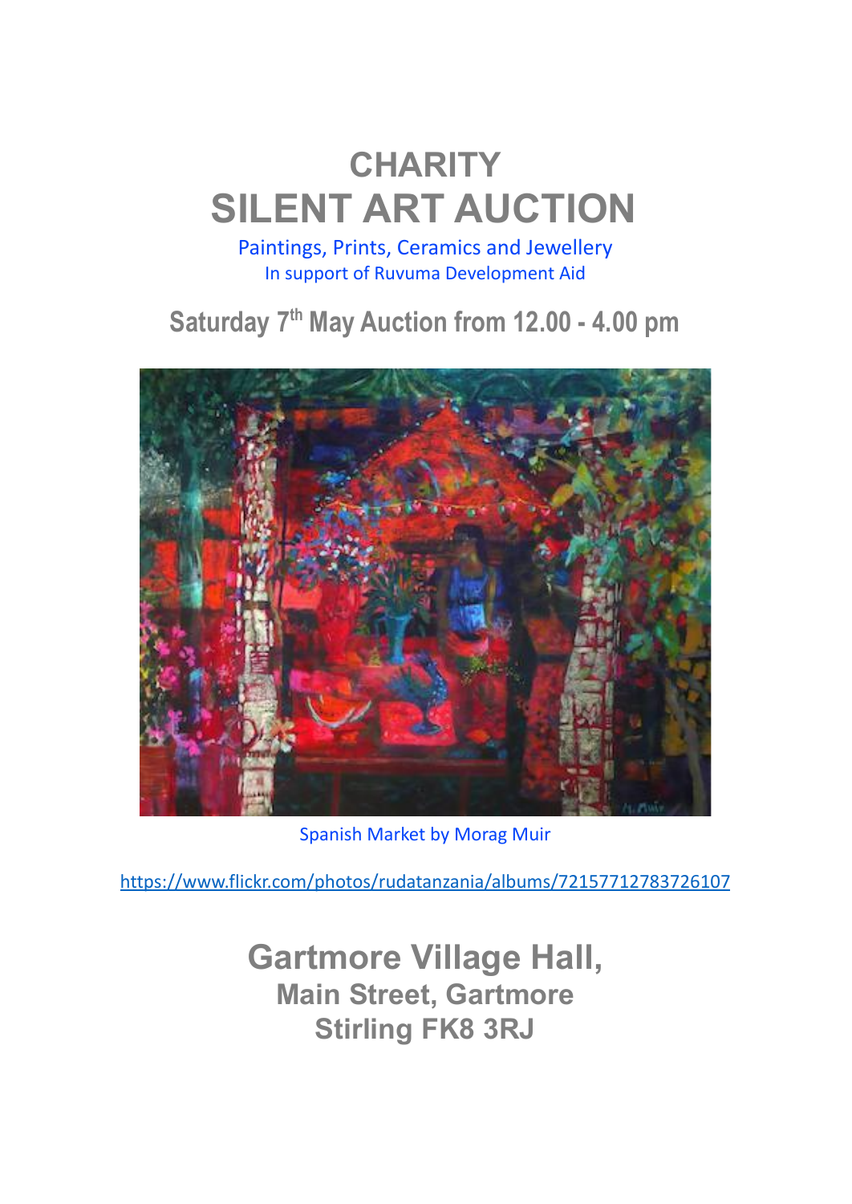# CHARITY
# SILENT ART AUCTION

Paintings, Prints, Ceramics and Jewellery
In support of Ruvuma Development Aid

## Saturday 7th May Auction from 12.00 - 4.00 pm

Spanish Market by Morag Muir

https://www.flickr.com/photos/rudatanzania/albums/72157712783726107

## Gartmore Village Hall,
### Main Street, Gartmore
### Stirling FK8 3RJ